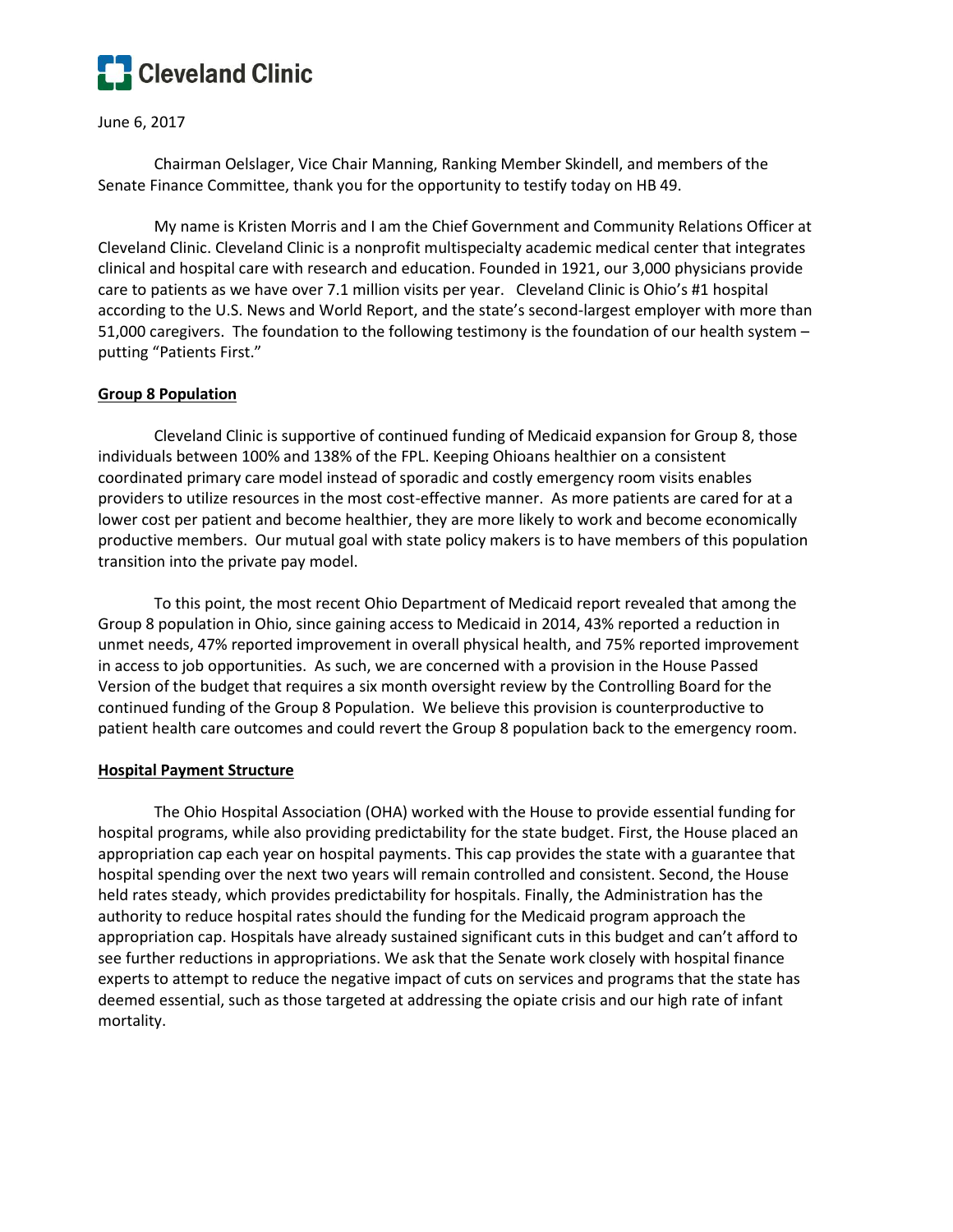Cleveland Clinic

June 6, 2017

Chairman Oelslager, Vice Chair Manning, Ranking Member Skindell, and members of the Senate Finance Committee, thank you for the opportunity to testify today on HB 49.

My name is Kristen Morris and I am the Chief Government and Community Relations Officer at Cleveland Clinic. Cleveland Clinic is a nonprofit multispecialty academic medical center that integrates clinical and hospital care with research and education. Founded in 1921, our 3,000 physicians provide care to patients as we have over 7.1 million visits per year. Cleveland Clinic is Ohio's #1 hospital according to the U.S. News and World Report, and the state's second-largest employer with more than 51,000 caregivers. The foundation to the following testimony is the foundation of our health system – putting "Patients First."

## Group 8 Population

Cleveland Clinic is supportive of continued funding of Medicaid expansion for Group 8, those individuals between 100% and 138% of the FPL. Keeping Ohioans healthier on a consistent coordinated primary care model instead of sporadic and costly emergency room visits enables providers to utilize resources in the most cost-effective manner. As more patients are cared for at a lower cost per patient and become healthier, they are more likely to work and become economically productive members. Our mutual goal with state policy makers is to have members of this population transition into the private pay model.

To this point, the most recent Ohio Department of Medicaid report revealed that among the Group 8 population in Ohio, since gaining access to Medicaid in 2014, 43% reported a reduction in unmet needs, 47% reported improvement in overall physical health, and 75% reported improvement in access to job opportunities. As such, we are concerned with a provision in the House Passed Version of the budget that requires a six month oversight review by the Controlling Board for the continued funding of the Group 8 Population. We believe this provision is counterproductive to patient health care outcomes and could revert the Group 8 population back to the emergency room.

## Hospital Payment Structure

The Ohio Hospital Association (OHA) worked with the House to provide essential funding for hospital programs, while also providing predictability for the state budget. First, the House placed an appropriation cap each year on hospital payments. This cap provides the state with a guarantee that hospital spending over the next two years will remain controlled and consistent. Second, the House held rates steady, which provides predictability for hospitals. Finally, the Administration has the authority to reduce hospital rates should the funding for the Medicaid program approach the appropriation cap. Hospitals have already sustained significant cuts in this budget and can't afford to see further reductions in appropriations. We ask that the Senate work closely with hospital finance experts to attempt to reduce the negative impact of cuts on services and programs that the state has deemed essential, such as those targeted at addressing the opiate crisis and our high rate of infant mortality.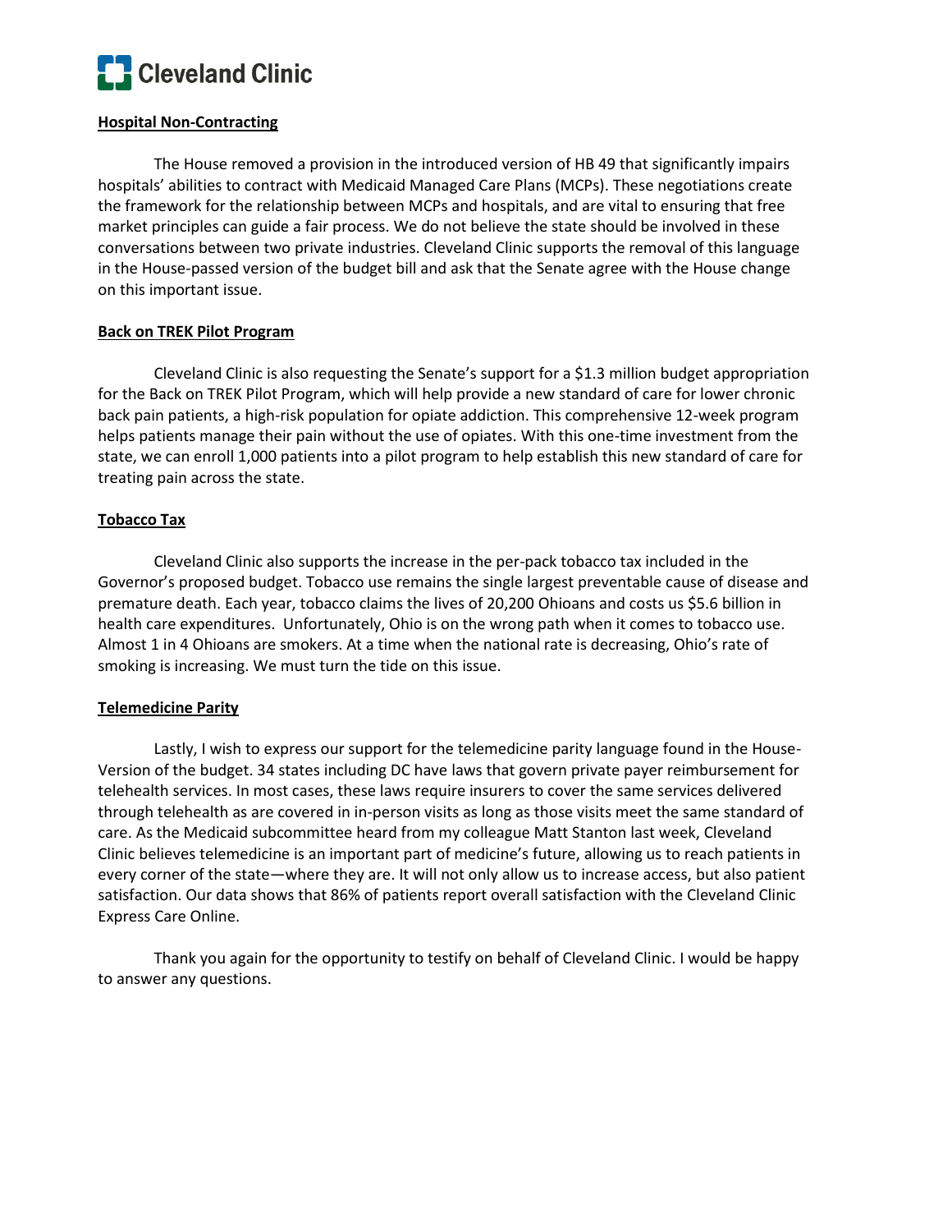**Cleveland Clinic**

**Hospital Non-Contracting**

The House removed a provision in the introduced version of HB 49 that significantly impairs hospitals' abilities to contract with Medicaid Managed Care Plans (MCPs). These negotiations create the framework for the relationship between MCPs and hospitals, and are vital to ensuring that free market principles can guide a fair process. We do not believe the state should be involved in these conversations between two private industries. Cleveland Clinic supports the removal of this language in the House-passed version of the budget bill and ask that the Senate agree with the House change on this important issue.

**Back on TREK Pilot Program**

Cleveland Clinic is also requesting the Senate's support for a $1.3 million budget appropriation for the Back on TREK Pilot Program, which will help provide a new standard of care for lower chronic back pain patients, a high-risk population for opiate addiction. This comprehensive 12-week program helps patients manage their pain without the use of opiates. With this one-time investment from the state, we can enroll 1,000 patients into a pilot program to help establish this new standard of care for treating pain across the state.

**Tobacco Tax**

Cleveland Clinic also supports the increase in the per-pack tobacco tax included in the Governor's proposed budget. Tobacco use remains the single largest preventable cause of disease and premature death. Each year, tobacco claims the lives of 20,200 Ohioans and costs us $5.6 billion in health care expenditures. Unfortunately, Ohio is on the wrong path when it comes to tobacco use. Almost 1 in 4 Ohioans are smokers. At a time when the national rate is decreasing, Ohio's rate of smoking is increasing. We must turn the tide on this issue.

**Telemedicine Parity**

Lastly, I wish to express our support for the telemedicine parity language found in the House-Version of the budget. 34 states including DC have laws that govern private payer reimbursement for telehealth services. In most cases, these laws require insurers to cover the same services delivered through telehealth as are covered in in-person visits as long as those visits meet the same standard of care. As the Medicaid subcommittee heard from my colleague Matt Stanton last week, Cleveland Clinic believes telemedicine is an important part of medicine's future, allowing us to reach patients in every corner of the state—where they are. It will not only allow us to increase access, but also patient satisfaction. Our data shows that 86% of patients report overall satisfaction with the Cleveland Clinic Express Care Online.

Thank you again for the opportunity to testify on behalf of Cleveland Clinic. I would be happy to answer any questions.